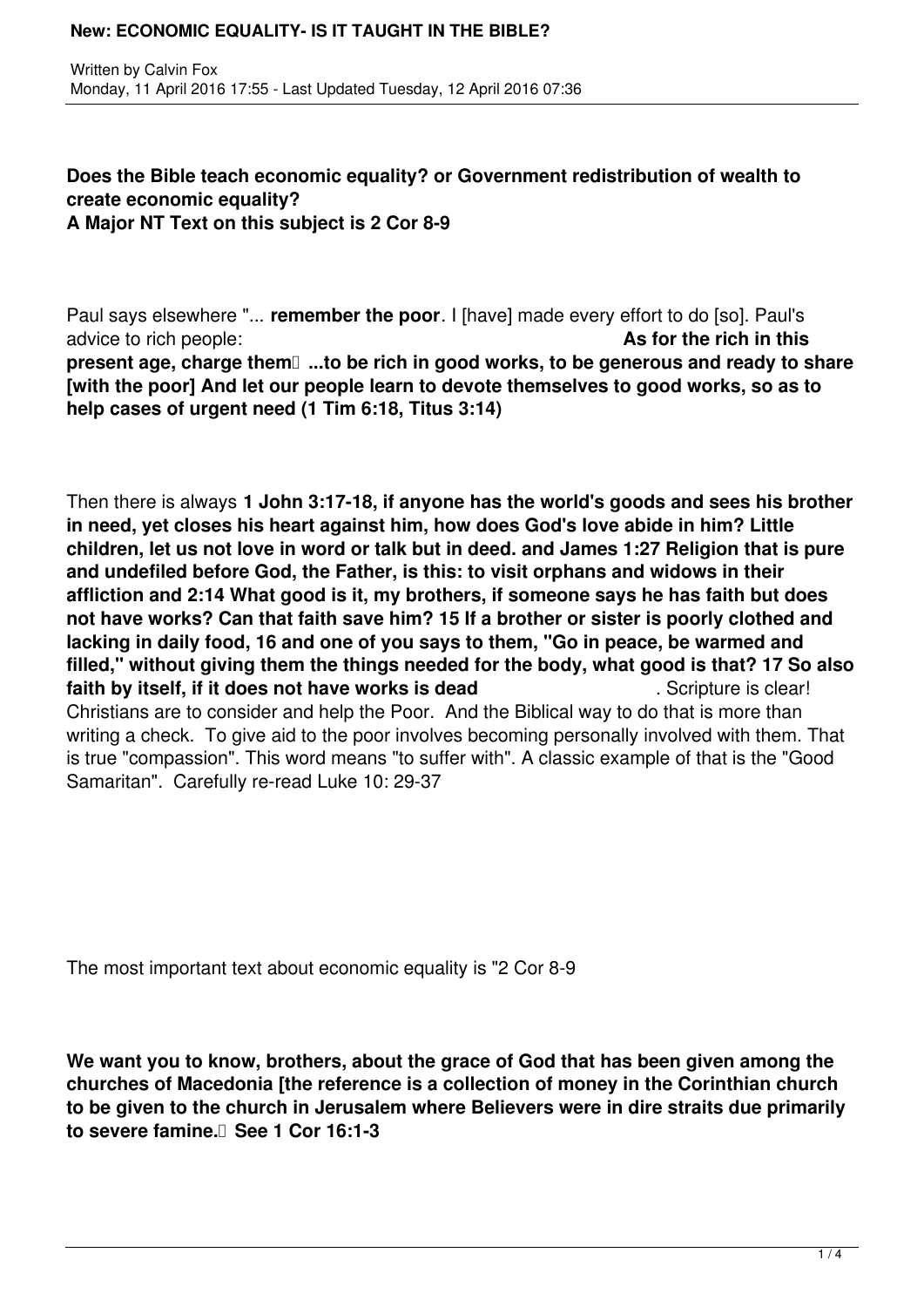Written by Calvin Fox
Monday, 11 April 2016 17:55 - Last Updated Tuesday, 12 April 2016 07:36

**Does the Bible teach economic equality? or Government redistribution of wealth to create economic equality?**
**A Major NT Text on this subject is 2 Cor 8-9**

Paul says elsewhere "... **remember the poor**. I [have] made every effort to do [so]. Paul's advice to rich people: **As for the rich in this present age, charge them ...to be rich in good works, to be generous and ready to share [with the poor] And let our people learn to devote themselves to good works, so as to help cases of urgent need (1 Tim 6:18, Titus 3:14)**

Then there is always **1 John 3:17-18, if anyone has the world's goods and sees his brother in need, yet closes his heart against him, how does God's love abide in him? Little children, let us not love in word or talk but in deed. and James 1:27 Religion that is pure and undefiled before God, the Father, is this: to visit orphans and widows in their affliction and 2:14 What good is it, my brothers, if someone says he has faith but does not have works? Can that faith save him? 15 If a brother or sister is poorly clothed and lacking in daily food, 16 and one of you says to them, "Go in peace, be warmed and filled," without giving them the things needed for the body, what good is that? 17 So also faith by itself, if it does not have works is dead**. Scripture is clear! Christians are to consider and help the Poor. And the Biblical way to do that is more than writing a check. To give aid to the poor involves becoming personally involved with them. That is true "compassion". This word means "to suffer with". A classic example of that is the "Good Samaritan". Carefully re-read Luke 10: 29-37

The most important text about economic equality is "2 Cor 8-9

**We want you to know, brothers, about the grace of God that has been given among the churches of Macedonia [the reference is a collection of money in the Corinthian church to be given to the church in Jerusalem where Believers were in dire straits due primarily to severe famine. See 1 Cor 16:1-3**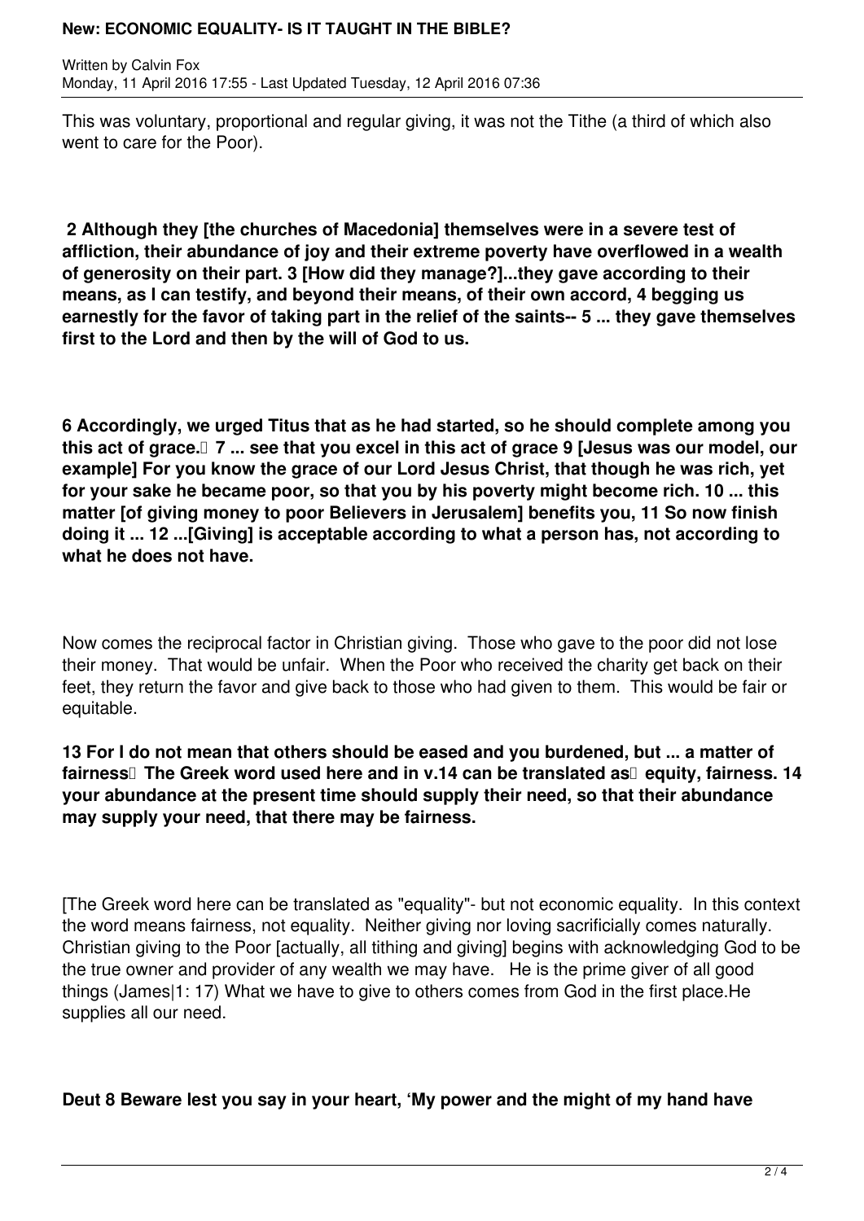This was voluntary, proportional and regular giving, it was not the Tithe (a third of which also went to care for the Poor).

**2 Although they [the churches of Macedonia] themselves were in a severe test of affliction, their abundance of joy and their extreme poverty have overflowed in a wealth of generosity on their part. 3 [How did they manage?]...they gave according to their means, as I can testify, and beyond their means, of their own accord, 4 begging us earnestly for the favor of taking part in the relief of the saints-- 5 ... they gave themselves first to the Lord and then by the will of God to us.**

**6 Accordingly, we urged Titus that as he had started, so he should complete among you this act of grace. 7 ... see that you excel in this act of grace 9 [Jesus was our model, our example] For you know the grace of our Lord Jesus Christ, that though he was rich, yet for your sake he became poor, so that you by his poverty might become rich. 10 ... this matter [of giving money to poor Believers in Jerusalem] benefits you, 11 So now finish doing it ... 12 ...[Giving] is acceptable according to what a person has, not according to what he does not have.**

Now comes the reciprocal factor in Christian giving. Those who gave to the poor did not lose their money. That would be unfair. When the Poor who received the charity get back on their feet, they return the favor and give back to those who had given to them. This would be fair or equitable.

**13 For I do not mean that others should be eased and you burdened, but ... a matter of fairness The Greek word used here and in v.14 can be translated as equity, fairness. 14 your abundance at the present time should supply their need, so that their abundance may supply your need, that there may be fairness.**

[The Greek word here can be translated as "equality"- but not economic equality. In this context the word means fairness, not equality. Neither giving nor loving sacrificially comes naturally. Christian giving to the Poor [actually, all tithing and giving] begins with acknowledging God to be the true owner and provider of any wealth we may have. He is the prime giver of all good things (James|1: 17) What we have to give to others comes from God in the first place.He supplies all our need.

**Deut 8 Beware lest you say in your heart, 'My power and the might of my hand have**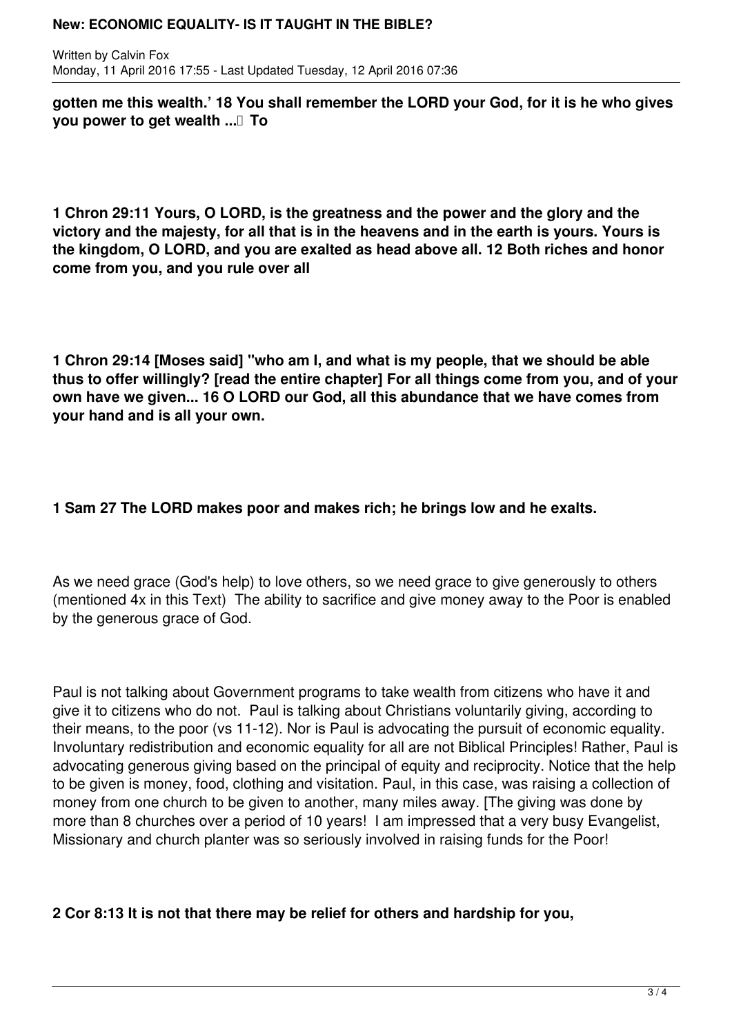**gotten me this wealth.' 18 You shall remember the LORD your God, for it is he who gives you power to get wealth ...� To**

**1 Chron 29:11 Yours, O LORD, is the greatness and the power and the glory and the victory and the majesty, for all that is in the heavens and in the earth is yours. Yours is the kingdom, O LORD, and you are exalted as head above all. 12 Both riches and honor come from you, and you rule over all**

**1 Chron 29:14 [Moses said] "who am I, and what is my people, that we should be able thus to offer willingly? [read the entire chapter] For all things come from you, and of your own have we given... 16 O LORD our God, all this abundance that we have comes from your hand and is all your own.**

**1 Sam 27 The LORD makes poor and makes rich; he brings low and he exalts.**

As we need grace (God's help) to love others, so we need grace to give generously to others (mentioned 4x in this Text) The ability to sacrifice and give money away to the Poor is enabled by the generous grace of God.

Paul is not talking about Government programs to take wealth from citizens who have it and give it to citizens who do not. Paul is talking about Christians voluntarily giving, according to their means, to the poor (vs 11-12). Nor is Paul is advocating the pursuit of economic equality. Involuntary redistribution and economic equality for all are not Biblical Principles! Rather, Paul is advocating generous giving based on the principal of equity and reciprocity. Notice that the help to be given is money, food, clothing and visitation. Paul, in this case, was raising a collection of money from one church to be given to another, many miles away. [The giving was done by more than 8 churches over a period of 10 years! I am impressed that a very busy Evangelist, Missionary and church planter was so seriously involved in raising funds for the Poor!

**2 Cor 8:13 It is not that there may be relief for others and hardship for you,**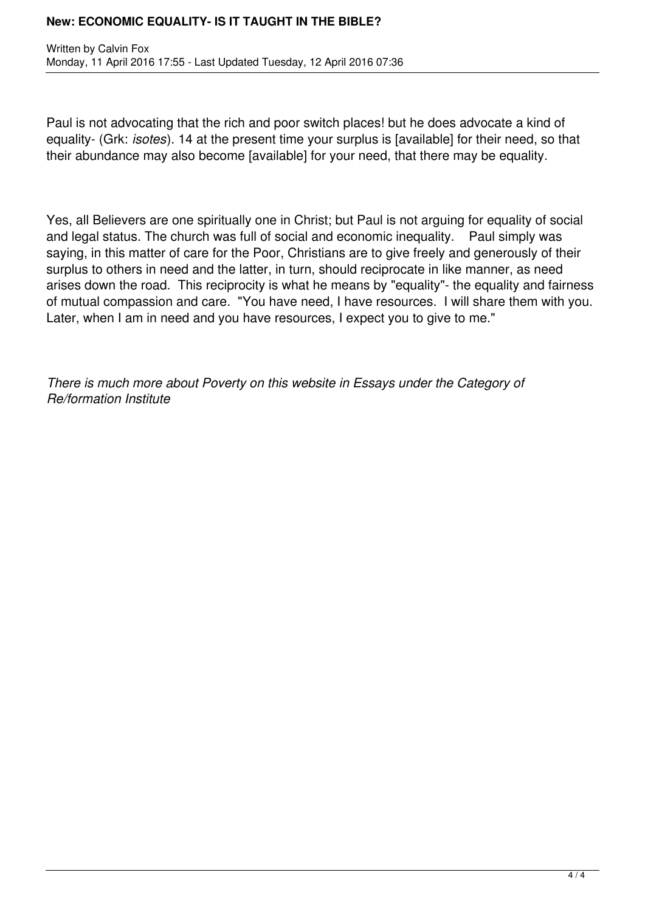Paul is not advocating that the rich and poor switch places! but he does advocate a kind of equality- (Grk: *isotes*). 14 at the present time your surplus is [available] for their need, so that their abundance may also become [available] for your need, that there may be equality.

Yes, all Believers are one spiritually one in Christ; but Paul is not arguing for equality of social and legal status. The church was full of social and economic inequality. Paul simply was saying, in this matter of care for the Poor, Christians are to give freely and generously of their surplus to others in need and the latter, in turn, should reciprocate in like manner, as need arises down the road. This reciprocity is what he means by "equality"- the equality and fairness of mutual compassion and care. "You have need, I have resources. I will share them with you. Later, when I am in need and you have resources, I expect you to give to me."

*There is much more about Poverty on this website in Essays under the Category of Re/formation Institute*